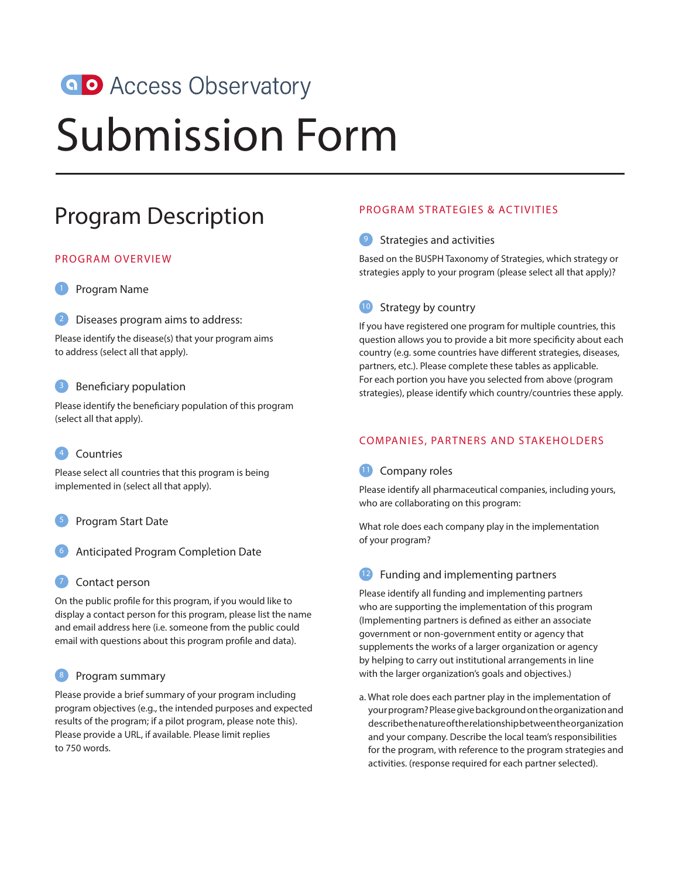Access Observatory

# Submission Form

## Program Description

### PROGRAM OVERVIEW

1. Program Name

2. Diseases program aims to address:

Please identify the disease(s) that your program aims to address (select all that apply).

3. Beneficiary population

Please identify the beneficiary population of this program (select all that apply).

4. Countries

Please select all countries that this program is being implemented in (select all that apply).

5. Program Start Date

6. Anticipated Program Completion Date

7. Contact person

On the public profile for this program, if you would like to display a contact person for this program, please list the name and email address here (i.e. someone from the public could email with questions about this program profile and data).

8. Program summary

Please provide a brief summary of your program including program objectives (e.g., the intended purposes and expected results of the program; if a pilot program, please note this). Please provide a URL, if available. Please limit replies to 750 words.

### PROGRAM STRATEGIES & ACTIVITIES

9. Strategies and activities

Based on the BUSPH Taxonomy of Strategies, which strategy or strategies apply to your program (please select all that apply)?

10. Strategy by country

If you have registered one program for multiple countries, this question allows you to provide a bit more specificity about each country (e.g. some countries have different strategies, diseases, partners, etc.). Please complete these tables as applicable. For each portion you have you selected from above (program strategies), please identify which country/countries these apply.

### COMPANIES, PARTNERS AND STAKEHOLDERS

11. Company roles

Please identify all pharmaceutical companies, including yours, who are collaborating on this program:

What role does each company play in the implementation of your program?

12. Funding and implementing partners

Please identify all funding and implementing partners who are supporting the implementation of this program (Implementing partners is defined as either an associate government or non-government entity or agency that supplements the works of a larger organization or agency by helping to carry out institutional arrangements in line with the larger organization's goals and objectives.)

a. What role does each partner play in the implementation of your program? Please give background on the organization and describe the nature of the relationship between the organization and your company. Describe the local team's responsibilities for the program, with reference to the program strategies and activities. (response required for each partner selected).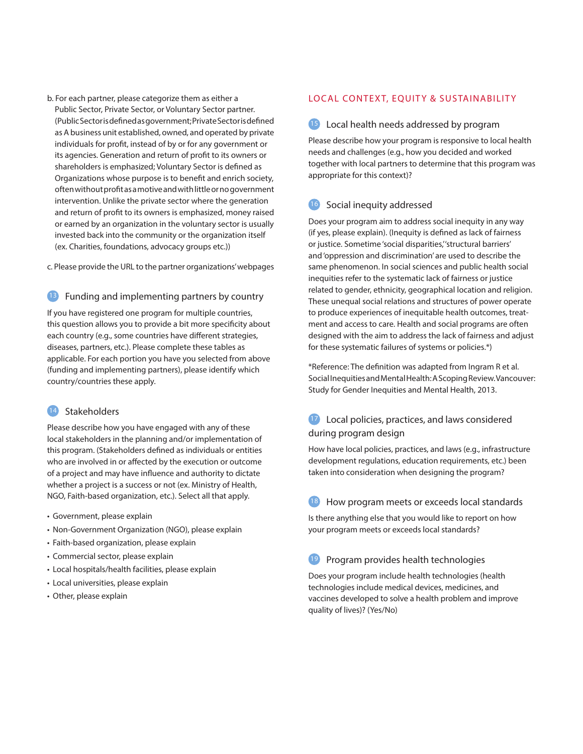b. For each partner, please categorize them as either a Public Sector, Private Sector, or Voluntary Sector partner. (Public Sector is defined as government; Private Sector is defined as A business unit established, owned, and operated by private individuals for profit, instead of by or for any government or its agencies. Generation and return of profit to its owners or shareholders is emphasized; Voluntary Sector is defined as Organizations whose purpose is to benefit and enrich society, often without profit as a motive and with little or no government intervention. Unlike the private sector where the generation and return of profit to its owners is emphasized, money raised or earned by an organization in the voluntary sector is usually invested back into the community or the organization itself (ex. Charities, foundations, advocacy groups etc.))

c. Please provide the URL to the partner organizations' webpages

### 13 Funding and implementing partners by country

If you have registered one program for multiple countries, this question allows you to provide a bit more specificity about each country (e.g., some countries have different strategies, diseases, partners, etc.). Please complete these tables as applicable. For each portion you have you selected from above (funding and implementing partners), please identify which country/countries these apply.

### 14 Stakeholders

Please describe how you have engaged with any of these local stakeholders in the planning and/or implementation of this program. (Stakeholders defined as individuals or entities who are involved in or affected by the execution or outcome of a project and may have influence and authority to dictate whether a project is a success or not (ex. Ministry of Health, NGO, Faith-based organization, etc.). Select all that apply.

- Government, please explain
- Non-Government Organization (NGO), please explain
- Faith-based organization, please explain
- Commercial sector, please explain
- Local hospitals/health facilities, please explain
- Local universities, please explain
- Other, please explain

## LOCAL CONTEXT, EQUITY & SUSTAINABILITY

### 15 Local health needs addressed by program

Please describe how your program is responsive to local health needs and challenges (e.g., how you decided and worked together with local partners to determine that this program was appropriate for this context)?

### 16 Social inequity addressed

Does your program aim to address social inequity in any way (if yes, please explain). (Inequity is defined as lack of fairness or justice. Sometime 'social disparities,' 'structural barriers' and 'oppression and discrimination' are used to describe the same phenomenon. In social sciences and public health social inequities refer to the systematic lack of fairness or justice related to gender, ethnicity, geographical location and religion. These unequal social relations and structures of power operate to produce experiences of inequitable health outcomes, treatment and access to care. Health and social programs are often designed with the aim to address the lack of fairness and adjust for these systematic failures of systems or policies.*)

*Reference: The definition was adapted from Ingram R et al. Social Inequities and Mental Health: A Scoping Review. Vancouver: Study for Gender Inequities and Mental Health, 2013.

### 17 Local policies, practices, and laws considered during program design

How have local policies, practices, and laws (e.g., infrastructure development regulations, education requirements, etc.) been taken into consideration when designing the program?

### 18 How program meets or exceeds local standards

Is there anything else that you would like to report on how your program meets or exceeds local standards?

### 19 Program provides health technologies

Does your program include health technologies (health technologies include medical devices, medicines, and vaccines developed to solve a health problem and improve quality of lives)? (Yes/No)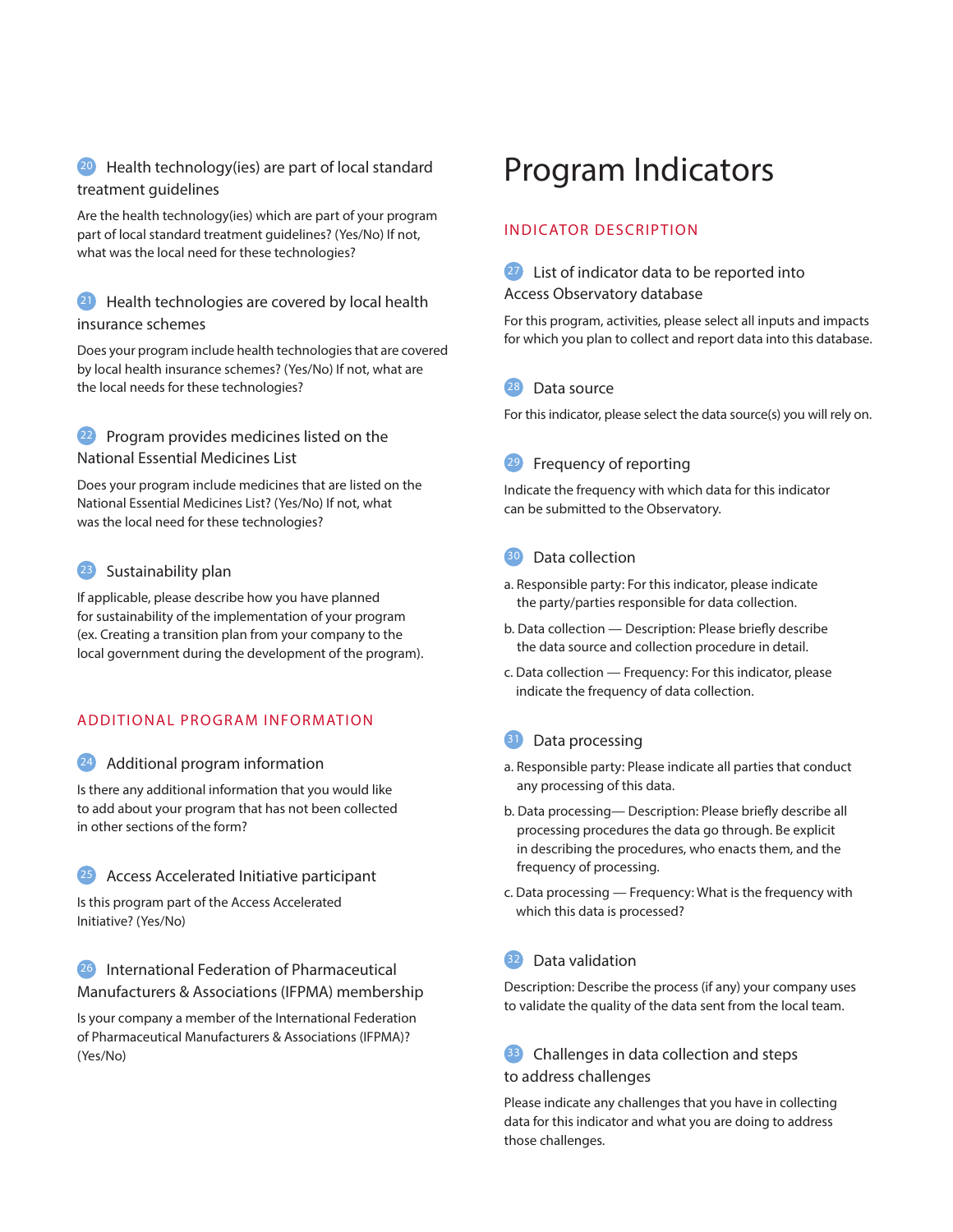### 20 Health technology(ies) are part of local standard treatment guidelines

Are the health technology(ies) which are part of your program part of local standard treatment guidelines? (Yes/No) If not, what was the local need for these technologies?

### 21 Health technologies are covered by local health insurance schemes

Does your program include health technologies that are covered by local health insurance schemes? (Yes/No) If not, what are the local needs for these technologies?

### 22 Program provides medicines listed on the National Essential Medicines List

Does your program include medicines that are listed on the National Essential Medicines List? (Yes/No) If not, what was the local need for these technologies?

### 23 Sustainability plan

If applicable, please describe how you have planned for sustainability of the implementation of your program (ex. Creating a transition plan from your company to the local government during the development of the program).

## ADDITIONAL PROGRAM INFORMATION

### 24 Additional program information

Is there any additional information that you would like to add about your program that has not been collected in other sections of the form?

### 25 Access Accelerated Initiative participant

Is this program part of the Access Accelerated Initiative? (Yes/No)

### 26 International Federation of Pharmaceutical Manufacturers & Associations (IFPMA) membership

Is your company a member of the International Federation of Pharmaceutical Manufacturers & Associations (IFPMA)? (Yes/No)

# Program Indicators

## INDICATOR DESCRIPTION

### 27 List of indicator data to be reported into Access Observatory database

For this program, activities, please select all inputs and impacts for which you plan to collect and report data into this database.

### 28 Data source

For this indicator, please select the data source(s) you will rely on.

### 29 Frequency of reporting

Indicate the frequency with which data for this indicator can be submitted to the Observatory.

### 30 Data collection

a. Responsible party: For this indicator, please indicate the party/parties responsible for data collection.

b. Data collection — Description: Please briefly describe the data source and collection procedure in detail.

c. Data collection — Frequency: For this indicator, please indicate the frequency of data collection.

### 31 Data processing

a. Responsible party: Please indicate all parties that conduct any processing of this data.

b. Data processing— Description: Please briefly describe all processing procedures the data go through. Be explicit in describing the procedures, who enacts them, and the frequency of processing.

c. Data processing — Frequency: What is the frequency with which this data is processed?

### 32 Data validation

Description: Describe the process (if any) your company uses to validate the quality of the data sent from the local team.

### 33 Challenges in data collection and steps to address challenges

Please indicate any challenges that you have in collecting data for this indicator and what you are doing to address those challenges.